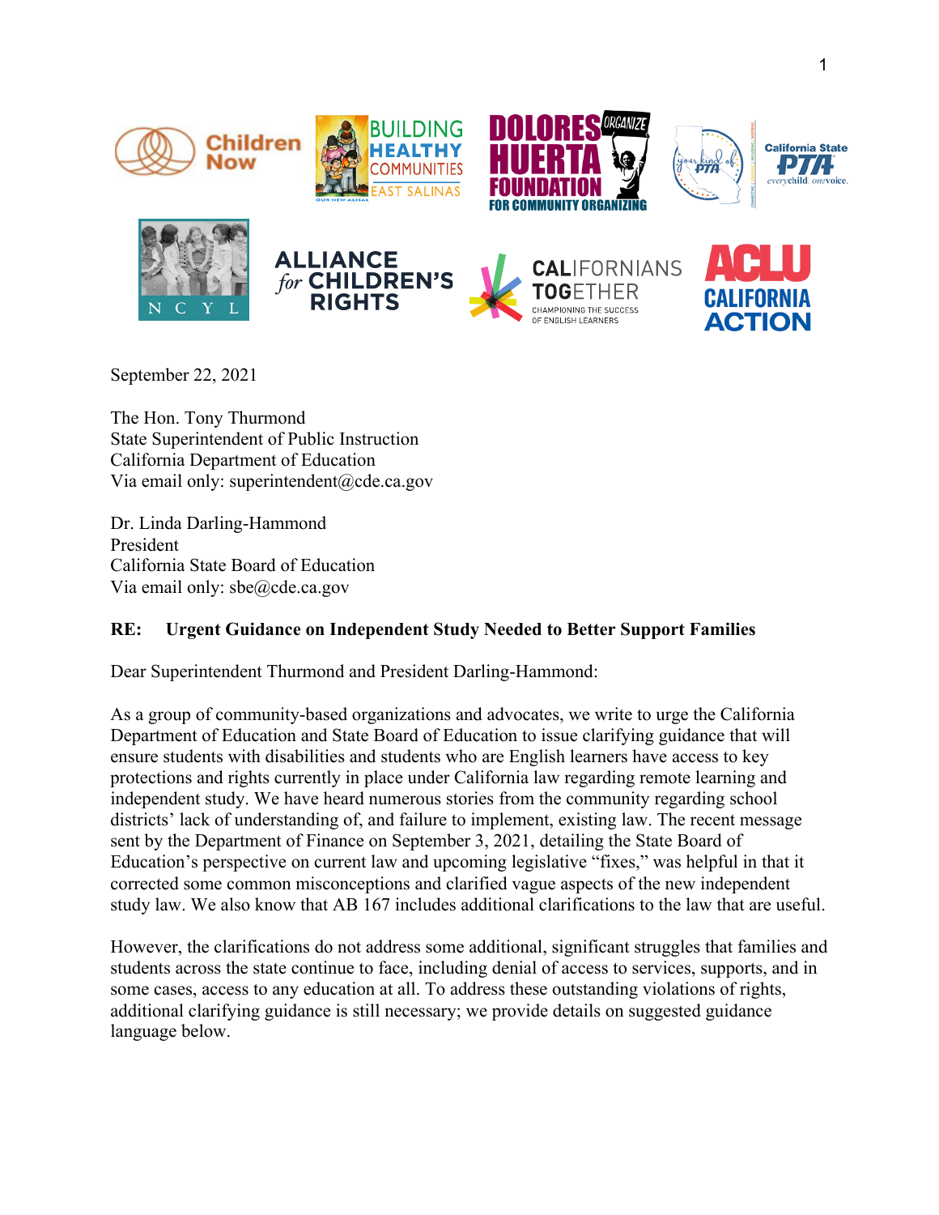September 22, 2021

The Hon. Tony Thurmond
State Superintendent of Public Instruction
California Department of Education
Via email only: superintendent@cde.ca.gov

Dr. Linda Darling-Hammond
President
California State Board of Education
Via email only: sbe@cde.ca.gov

**RE: Urgent Guidance on Independent Study Needed to Better Support Families**

Dear Superintendent Thurmond and President Darling-Hammond:

As a group of community-based organizations and advocates, we write to urge the California Department of Education and State Board of Education to issue clarifying guidance that will ensure students with disabilities and students who are English learners have access to key protections and rights currently in place under California law regarding remote learning and independent study. We have heard numerous stories from the community regarding school districts' lack of understanding of, and failure to implement, existing law. The recent message sent by the Department of Finance on September 3, 2021, detailing the State Board of Education's perspective on current law and upcoming legislative "fixes," was helpful in that it corrected some common misconceptions and clarified vague aspects of the new independent study law. We also know that AB 167 includes additional clarifications to the law that are useful.

However, the clarifications do not address some additional, significant struggles that families and students across the state continue to face, including denial of access to services, supports, and in some cases, access to any education at all. To address these outstanding violations of rights, additional clarifying guidance is still necessary; we provide details on suggested guidance language below.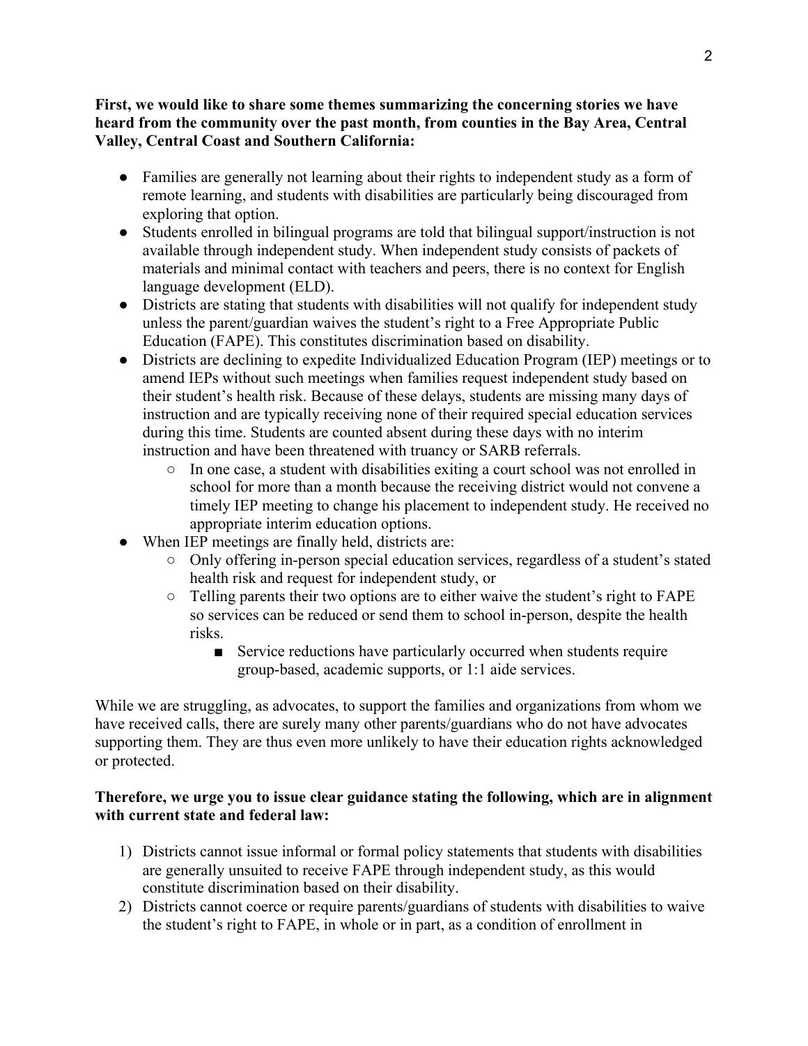**First, we would like to share some themes summarizing the concerning stories we have heard from the community over the past month, from counties in the Bay Area, Central Valley, Central Coast and Southern California:**

- Families are generally not learning about their rights to independent study as a form of remote learning, and students with disabilities are particularly being discouraged from exploring that option.
- Students enrolled in bilingual programs are told that bilingual support/instruction is not available through independent study. When independent study consists of packets of materials and minimal contact with teachers and peers, there is no context for English language development (ELD).
- Districts are stating that students with disabilities will not qualify for independent study unless the parent/guardian waives the student's right to a Free Appropriate Public Education (FAPE). This constitutes discrimination based on disability.
- Districts are declining to expedite Individualized Education Program (IEP) meetings or to amend IEPs without such meetings when families request independent study based on their student's health risk. Because of these delays, students are missing many days of instruction and are typically receiving none of their required special education services during this time. Students are counted absent during these days with no interim instruction and have been threatened with truancy or SARB referrals.
  - In one case, a student with disabilities exiting a court school was not enrolled in school for more than a month because the receiving district would not convene a timely IEP meeting to change his placement to independent study. He received no appropriate interim education options.
- When IEP meetings are finally held, districts are:
  - Only offering in-person special education services, regardless of a student's stated health risk and request for independent study, or
  - Telling parents their two options are to either waive the student's right to FAPE so services can be reduced or send them to school in-person, despite the health risks.
    - Service reductions have particularly occurred when students require group-based, academic supports, or 1:1 aide services.

While we are struggling, as advocates, to support the families and organizations from whom we have received calls, there are surely many other parents/guardians who do not have advocates supporting them. They are thus even more unlikely to have their education rights acknowledged or protected.

**Therefore, we urge you to issue clear guidance stating the following, which are in alignment with current state and federal law:**

1) Districts cannot issue informal or formal policy statements that students with disabilities are generally unsuited to receive FAPE through independent study, as this would constitute discrimination based on their disability.
2) Districts cannot coerce or require parents/guardians of students with disabilities to waive the student's right to FAPE, in whole or in part, as a condition of enrollment in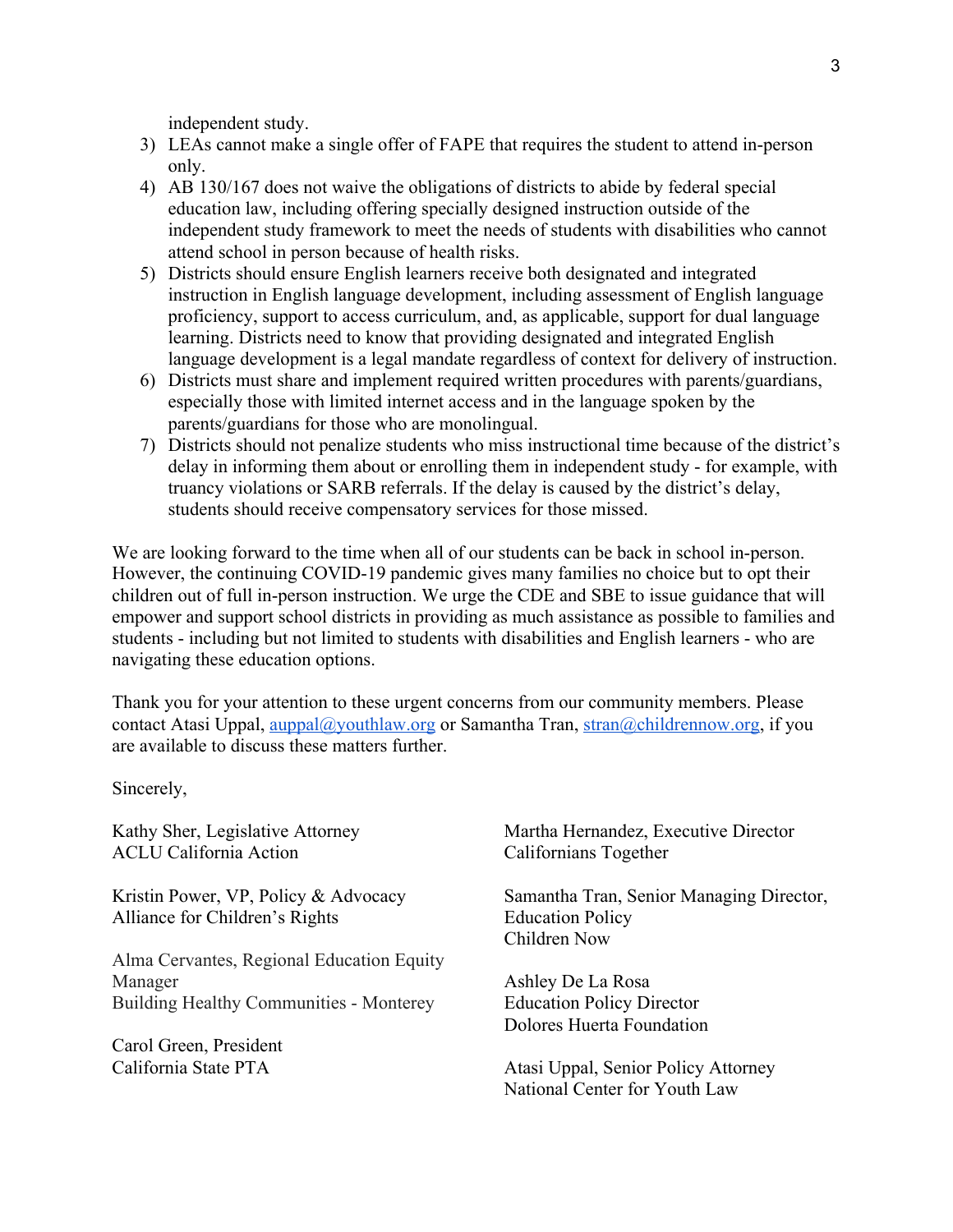independent study.

3) LEAs cannot make a single offer of FAPE that requires the student to attend in-person only.
4) AB 130/167 does not waive the obligations of districts to abide by federal special education law, including offering specially designed instruction outside of the independent study framework to meet the needs of students with disabilities who cannot attend school in person because of health risks.
5) Districts should ensure English learners receive both designated and integrated instruction in English language development, including assessment of English language proficiency, support to access curriculum, and, as applicable, support for dual language learning. Districts need to know that providing designated and integrated English language development is a legal mandate regardless of context for delivery of instruction.
6) Districts must share and implement required written procedures with parents/guardians, especially those with limited internet access and in the language spoken by the parents/guardians for those who are monolingual.
7) Districts should not penalize students who miss instructional time because of the district's delay in informing them about or enrolling them in independent study - for example, with truancy violations or SARB referrals. If the delay is caused by the district's delay, students should receive compensatory services for those missed.

We are looking forward to the time when all of our students can be back in school in-person. However, the continuing COVID-19 pandemic gives many families no choice but to opt their children out of full in-person instruction. We urge the CDE and SBE to issue guidance that will empower and support school districts in providing as much assistance as possible to families and students - including but not limited to students with disabilities and English learners - who are navigating these education options.

Thank you for your attention to these urgent concerns from our community members. Please contact Atasi Uppal, auppal@youthlaw.org or Samantha Tran, stran@childrennow.org, if you are available to discuss these matters further.

Sincerely,

Kathy Sher, Legislative Attorney
ACLU California Action

Kristin Power, VP, Policy & Advocacy
Alliance for Children's Rights

Alma Cervantes, Regional Education Equity Manager
Building Healthy Communities - Monterey

Carol Green, President
California State PTA

Martha Hernandez, Executive Director
Californians Together

Samantha Tran, Senior Managing Director, Education Policy
Children Now

Ashley De La Rosa
Education Policy Director
Dolores Huerta Foundation

Atasi Uppal, Senior Policy Attorney
National Center for Youth Law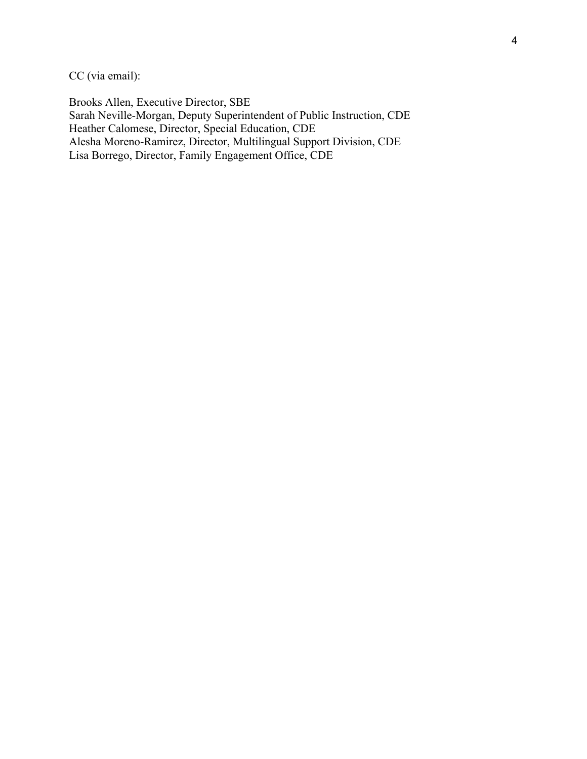CC (via email):

Brooks Allen, Executive Director, SBE
Sarah Neville-Morgan, Deputy Superintendent of Public Instruction, CDE
Heather Calomese, Director, Special Education, CDE
Alesha Moreno-Ramirez, Director, Multilingual Support Division, CDE
Lisa Borrego, Director, Family Engagement Office, CDE